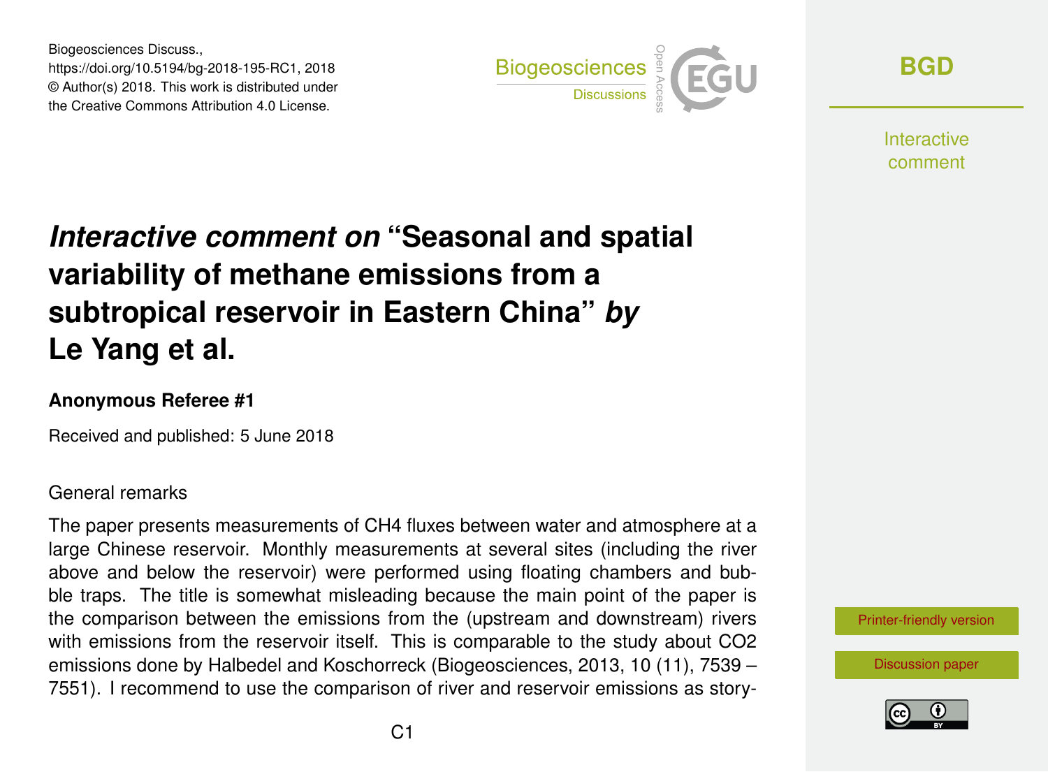Biogeosciences Discuss.,
https://doi.org/10.5194/bg-2018-195-RC1, 2018
© Author(s) 2018. This work is distributed under
the Creative Commons Attribution 4.0 License.

# *Interactive comment on* "Seasonal and spatial variability of methane emissions from a subtropical reservoir in Eastern China" *by* Le Yang et al.

### Anonymous Referee #1

Received and published: 5 June 2018

General remarks

The paper presents measurements of $CH_4$ fluxes between water and atmosphere at a large Chinese reservoir. Monthly measurements at several sites (including the river above and below the reservoir) were performed using floating chambers and bubble traps. The title is somewhat misleading because the main point of the paper is the comparison between the emissions from the (upstream and downstream) rivers with emissions from the reservoir itself. This is comparable to the study about $CO_2$ emissions done by Halbedel and Koschorreck (Biogeosciences, 2013, 10 (11), 7539 – 7551). I recommend to use the comparison of river and reservoir emissions as story-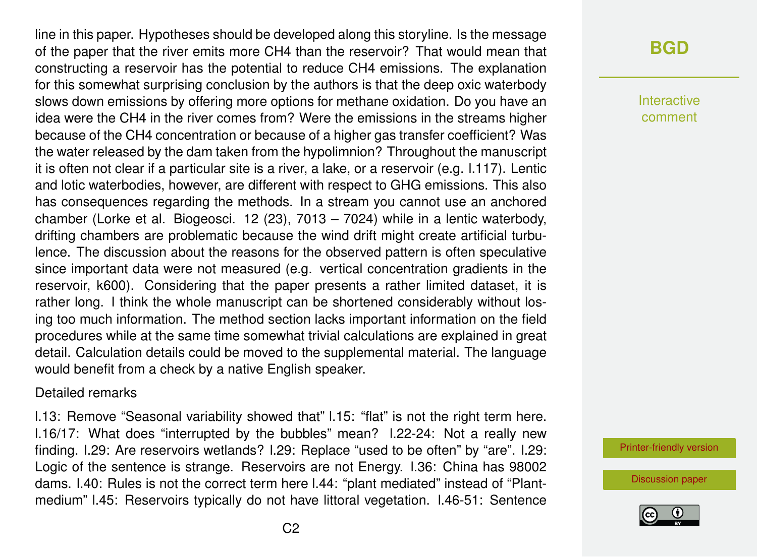line in this paper. Hypotheses should be developed along this storyline. Is the message of the paper that the river emits more $CH_4$ than the reservoir? That would mean that constructing a reservoir has the potential to reduce $CH_4$ emissions. The explanation for this somewhat surprising conclusion by the authors is that the deep oxic waterbody slows down emissions by offering more options for methane oxidation. Do you have an idea were the $CH_4$ in the river comes from? Were the emissions in the streams higher because of the $CH_4$ concentration or because of a higher gas transfer coefficient? Was the water released by the dam taken from the hypolimnion? Throughout the manuscript it is often not clear if a particular site is a river, a lake, or a reservoir (e.g. l.117). Lentic and lotic waterbodies, however, are different with respect to GHG emissions. This also has consequences regarding the methods. In a stream you cannot use an anchored chamber (Lorke et al. Biogeosci. 12 (23), 7013 – 7024) while in a lentic waterbody, drifting chambers are problematic because the wind drift might create artificial turbulence. The discussion about the reasons for the observed pattern is often speculative since important data were not measured (e.g. vertical concentration gradients in the reservoir, k600). Considering that the paper presents a rather limited dataset, it is rather long. I think the whole manuscript can be shortened considerably without losing too much information. The method section lacks important information on the field procedures while at the same time somewhat trivial calculations are explained in great detail. Calculation details could be moved to the supplemental material. The language would benefit from a check by a native English speaker.

Detailed remarks

l.13: Remove "Seasonal variability showed that" l.15: "flat" is not the right term here. l.16/17: What does "interrupted by the bubbles" mean? l.22-24: Not a really new finding. l.29: Are reservoirs wetlands? l.29: Replace "used to be often" by "are". l.29: Logic of the sentence is strange. Reservoirs are not Energy. l.36: China has 98002 dams. l.40: Rules is not the correct term here l.44: "plant mediated" instead of "Plant-medium" l.45: Reservoirs typically do not have littoral vegetation. l.46-51: Sentence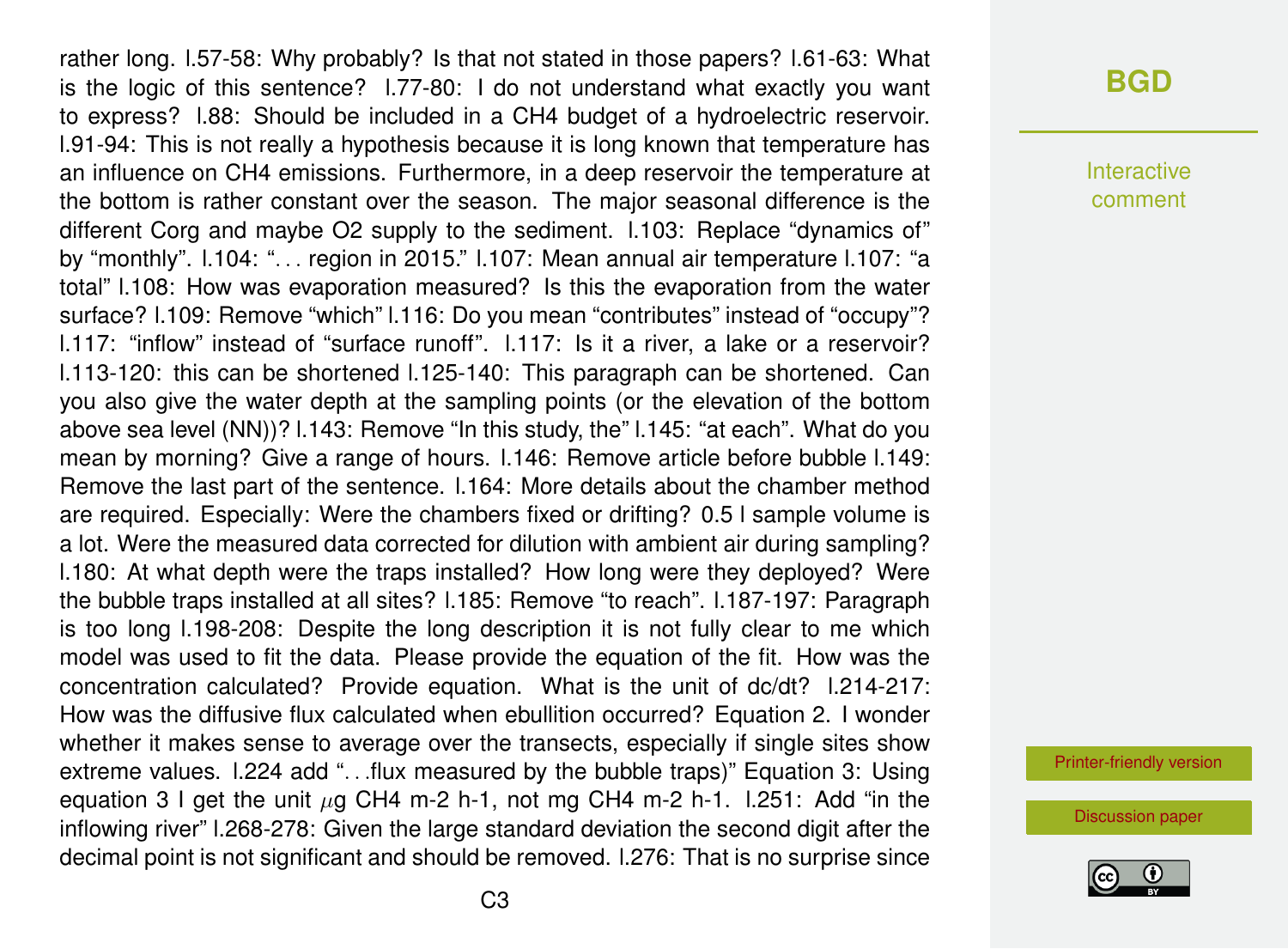rather long. l.57-58: Why probably? Is that not stated in those papers? l.61-63: What is the logic of this sentence? l.77-80: I do not understand what exactly you want to express? l.88: Should be included in a $CH_4$ budget of a hydroelectric reservoir. l.91-94: This is not really a hypothesis because it is long known that temperature has an influence on $CH_4$ emissions. Furthermore, in a deep reservoir the temperature at the bottom is rather constant over the season. The major seasonal difference is the different Corg and maybe $O_2$ supply to the sediment. l.103: Replace "dynamics of" by "monthly". l.104: ". . . region in 2015." l.107: Mean annual air temperature l.107: "a total" l.108: How was evaporation measured? Is this the evaporation from the water surface? l.109: Remove "which" l.116: Do you mean "contributes" instead of "occupy"? l.117: "inflow" instead of "surface runoff". l.117: Is it a river, a lake or a reservoir? l.113-120: this can be shortened l.125-140: This paragraph can be shortened. Can you also give the water depth at the sampling points (or the elevation of the bottom above sea level (NN))? l.143: Remove "In this study, the" l.145: "at each". What do you mean by morning? Give a range of hours. l.146: Remove article before bubble l.149: Remove the last part of the sentence. l.164: More details about the chamber method are required. Especially: Were the chambers fixed or drifting? 0.5 l sample volume is a lot. Were the measured data corrected for dilution with ambient air during sampling? l.180: At what depth were the traps installed? How long were they deployed? Were the bubble traps installed at all sites? l.185: Remove "to reach". l.187-197: Paragraph is too long l.198-208: Despite the long description it is not fully clear to me which model was used to fit the data. Please provide the equation of the fit. How was the concentration calculated? Provide equation. What is the unit of dc/dt? l.214-217: How was the diffusive flux calculated when ebullition occurred? Equation 2. I wonder whether it makes sense to average over the transects, especially if single sites show extreme values. l.224 add ". . .flux measured by the bubble traps)" Equation 3: Using equation 3 I get the unit $\mu$g $CH_4$ m-2 h-1, not mg $CH_4$ m-2 h-1. l.251: Add "in the inflowing river" l.268-278: Given the large standard deviation the second digit after the decimal point is not significant and should be removed. l.276: That is no surprise since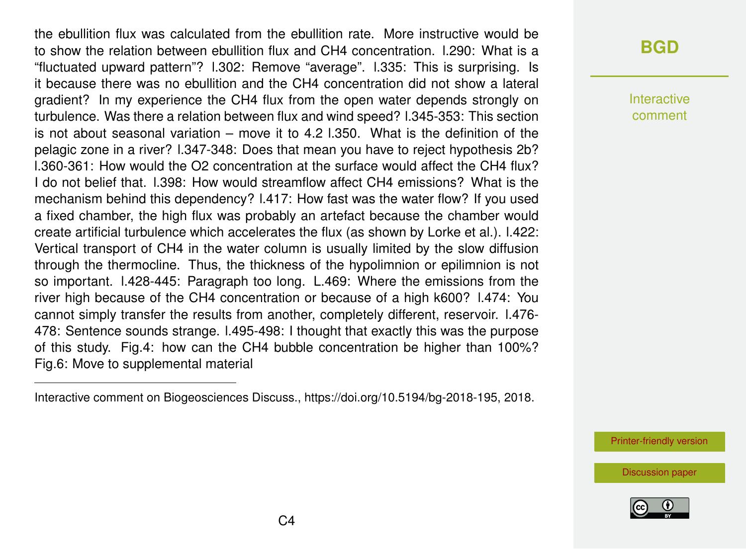the ebullition flux was calculated from the ebullition rate. More instructive would be to show the relation between ebullition flux and $CH_4$ concentration. l.290: What is a "fluctuated upward pattern"? l.302: Remove "average". l.335: This is surprising. Is it because there was no ebullition and the $CH_4$ concentration did not show a lateral gradient? In my experience the $CH_4$ flux from the open water depends strongly on turbulence. Was there a relation between flux and wind speed? l.345-353: This section is not about seasonal variation – move it to 4.2 l.350. What is the definition of the pelagic zone in a river? l.347-348: Does that mean you have to reject hypothesis 2b? l.360-361: How would the $O_2$ concentration at the surface would affect the $CH_4$ flux? I do not belief that. l.398: How would streamflow affect $CH_4$ emissions? What is the mechanism behind this dependency? l.417: How fast was the water flow? If you used a fixed chamber, the high flux was probably an artefact because the chamber would create artificial turbulence which accelerates the flux (as shown by Lorke et al.). l.422: Vertical transport of $CH_4$ in the water column is usually limited by the slow diffusion through the thermocline. Thus, the thickness of the hypolimnion or epilimnion is not so important. l.428-445: Paragraph too long. L.469: Where the emissions from the river high because of the $CH_4$ concentration or because of a high $k_{600}$? l.474: You cannot simply transfer the results from another, completely different, reservoir. l.476-478: Sentence sounds strange. l.495-498: I thought that exactly this was the purpose of this study. Fig.4: how can the $CH_4$ bubble concentration be higher than 100%? Fig.6: Move to supplemental material

Interactive comment on Biogeosciences Discuss., https://doi.org/10.5194/bg-2018-195, 2018.